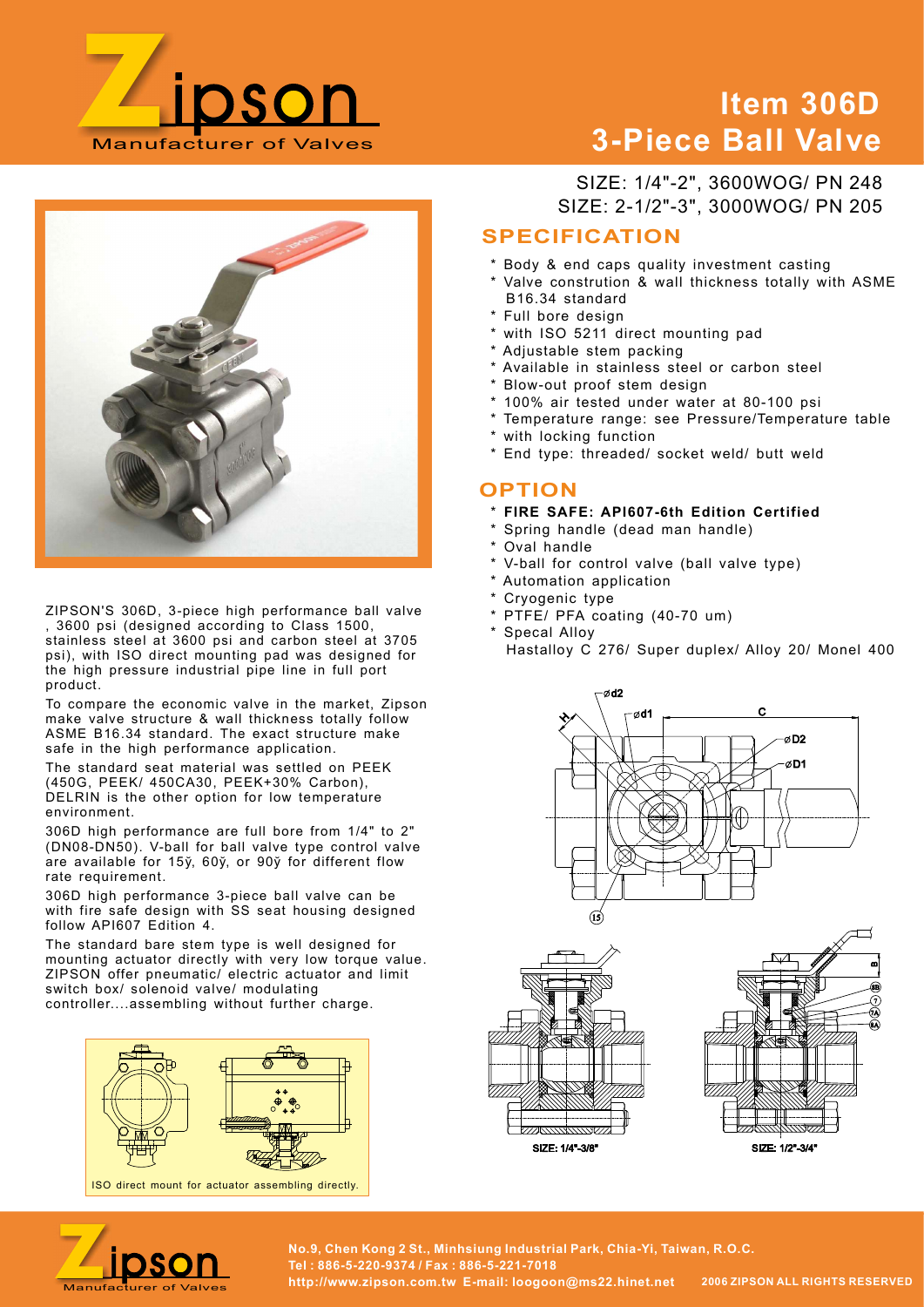# Zipson

Manufacturer of Valves

# Item 306D 3-Piece Ball Valve

SIZE: 1/4"-2", 3600WOG/ PN 248
SIZE: 2-1/2"-3", 3000WOG/ PN 205

## SPECIFICATION

* Body & end caps quality investment casting
* Valve constrution & wall thickness totally with ASME B16.34 standard
* Full bore design
* with ISO 5211 direct mounting pad
* Adjustable stem packing
* Available in stainless steel or carbon steel
* Blow-out proof stem design
* 100% air tested under water at 80-100 psi
* Temperature range: see Pressure/Temperature table
* with locking function
* End type: threaded/ socket weld/ butt weld

## OPTION

* **FIRE SAFE: API607-6th Edition Certified**
* Spring handle (dead man handle)
* Oval handle
* V-ball for control valve (ball valve type)
* Automation application
* Cryogenic type
* PTFE/ PFA coating (40-70 um)
* Specal Alloy
  Hastalloy C 276/ Super duplex/ Alloy 20/ Monel 400

ZIPSON'S 306D, 3-piece high performance ball valve , 3600 psi (designed according to Class 1500, stainless steel at 3600 psi and carbon steel at 3705 psi), with ISO direct mounting pad was designed for the high pressure industrial pipe line in full port product.

To compare the economic valve in the market, Zipson make valve structure & wall thickness totally follow ASME B16.34 standard. The exact structure make safe in the high performance application.

The standard seat material was settled on PEEK (450G, PEEK/ 450CA30, PEEK+30% Carbon), DELRIN is the other option for low temperature environment.

306D high performance are full bore from 1/4" to 2" (DN08-DN50). V-ball for ball valve type control valve are available for 15ÿ, 60ÿ, or 90ÿ for different flow rate requirement.

306D high performance 3-piece ball valve can be with fire safe design with SS seat housing designed follow API607 Edition 4.

The standard bare stem type is well designed for mounting actuator directly with very low torque value. ZIPSON offer pneumatic/ electric actuator and limit switch box/ solenoid valve/ modulating controller....assembling without further charge.

ISO direct mount for actuator assembling directly.

SIZE: 1/4"-3/8"

SIZE: 1/2"-3/4"

No.9, Chen Kong 2 St., Minhsiung Industrial Park, Chia-Yi, Taiwan, R.O.C.
Tel : 886-5-220-9374 / Fax : 886-5-221-7018
http://www.zipson.com.tw E-mail: loogoon@ms22.hinet.net
2006 ZIPSON ALL RIGHTS RESERVED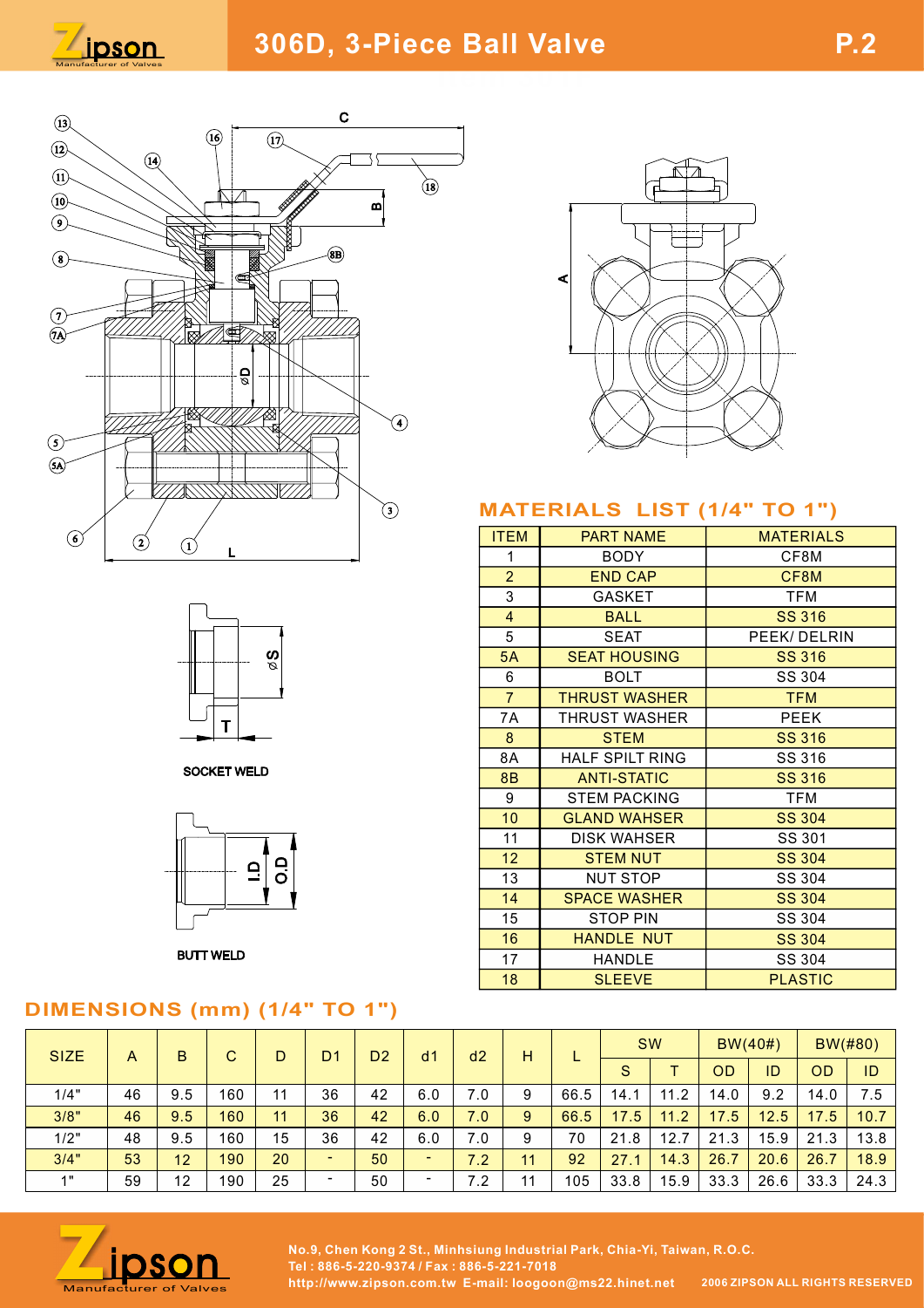# 306D, 3-Piece Ball Valve

SOCKET WELD

BUTT WELD

## MATERIALS LIST (1/4" TO 1")

| ITEM | PART NAME | MATERIALS |
|---|---|---|
| 1 | BODY | CF8M |
| 2 | END CAP | CF8M |
| 3 | GASKET | TFM |
| 4 | BALL | SS 316 |
| 5 | SEAT | PEEK/ DELRIN |
| 5A | SEAT HOUSING | SS 316 |
| 6 | BOLT | SS 304 |
| 7 | THRUST WASHER | TFM |
| 7A | THRUST WASHER | PEEK |
| 8 | STEM | SS 316 |
| 8A | HALF SPILT RING | SS 316 |
| 8B | ANTI-STATIC | SS 316 |
| 9 | STEM PACKING | TFM |
| 10 | GLAND WAHSER | SS 304 |
| 11 | DISK WAHSER | SS 301 |
| 12 | STEM NUT | SS 304 |
| 13 | NUT STOP | SS 304 |
| 14 | SPACE WASHER | SS 304 |
| 15 | STOP PIN | SS 304 |
| 16 | HANDLE NUT | SS 304 |
| 17 | HANDLE | SS 304 |
| 18 | SLEEVE | PLASTIC |

## DIMENSIONS (mm) (1/4" TO 1")

| SIZE | A | B | C | D | D1 | D2 | d1 | d2 | H | L | SW | | BW(40#) | | BW(#80) | |
|---|---|---|---|---|---|---|---|---|---|---|---|---|---|---|---|---|
| | | | | | | | | | | | S | T | OD | ID | OD | ID |
| 1/4" | 46 | 9.5 | 160 | 11 | 36 | 42 | 6.0 | 7.0 | 9 | 66.5 | 14.1 | 11.2 | 14.0 | 9.2 | 14.0 | 7.5 |
| 3/8" | 46 | 9.5 | 160 | 11 | 36 | 42 | 6.0 | 7.0 | 9 | 66.5 | 17.5 | 11.2 | 17.5 | 12.5 | 17.5 | 10.7 |
| 1/2" | 48 | 9.5 | 160 | 15 | 36 | 42 | 6.0 | 7.0 | 9 | 70 | 21.8 | 12.7 | 21.3 | 15.9 | 21.3 | 13.8 |
| 3/4" | 53 | 12 | 190 | 20 | - | 50 | - | 7.2 | 11 | 92 | 27.1 | 14.3 | 26.7 | 20.6 | 26.7 | 18.9 |
| 1" | 59 | 12 | 190 | 25 | - | 50 | - | 7.2 | 11 | 105 | 33.8 | 15.9 | 33.3 | 26.6 | 33.3 | 24.3 |

No.9, Chen Kong 2 St., Minhsiung Industrial Park, Chia-Yi, Taiwan, R.O.C.
Tel : 886-5-220-9374 / Fax : 886-5-221-7018
http://www.zipson.com.tw E-mail: loogoon@ms22.hinet.net 2006 ZIPSON ALL RIGHTS RESERVED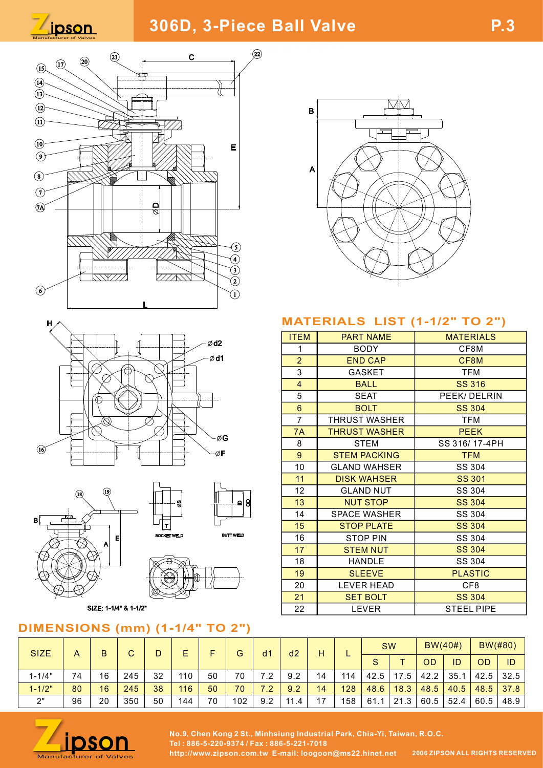# 306D, 3-Piece Ball Valve

SIZE: 1-1/4" & 1-1/2"

SOCKET WELD

BUTT WELD

## MATERIALS LIST (1-1/2" TO 2")

| ITEM | PART NAME | MATERIALS |
|---|---|---|
| 1 | BODY | CF8M |
| 2 | END CAP | CF8M |
| 3 | GASKET | TFM |
| 4 | BALL | SS 316 |
| 5 | SEAT | PEEK/ DELRIN |
| 6 | BOLT | SS 304 |
| 7 | THRUST WASHER | TFM |
| 7A | THRUST WASHER | PEEK |
| 8 | STEM | SS 316/ 17-4PH |
| 9 | STEM PACKING | TFM |
| 10 | GLAND WAHSER | SS 304 |
| 11 | DISK WAHSER | SS 301 |
| 12 | GLAND NUT | SS 304 |
| 13 | NUT STOP | SS 304 |
| 14 | SPACE WASHER | SS 304 |
| 15 | STOP PLATE | SS 304 |
| 16 | STOP PIN | SS 304 |
| 17 | STEM NUT | SS 304 |
| 18 | HANDLE | SS 304 |
| 19 | SLEEVE | PLASTIC |
| 20 | LEVER HEAD | CF8 |
| 21 | SET BOLT | SS 304 |
| 22 | LEVER | STEEL PIPE |

## DIMENSIONS (mm) (1-1/4" TO 2")

| SIZE | A | B | C | D | E | F | G | d1 | d2 | H | L | SW | | BW(40#) | | BW(#80) | |
|---|---|---|---|---|---|---|---|---|---|---|---|---|---|---|---|---|---|
| | | | | | | | | | | | | S | T | OD | ID | OD | ID |
| 1-1/4" | 74 | 16 | 245 | 32 | 110 | 50 | 70 | 7.2 | 9.2 | 14 | 114 | 42.5 | 17.5 | 42.2 | 35.1 | 42.5 | 32.5 |
| 1-1/2" | 80 | 16 | 245 | 38 | 116 | 50 | 70 | 7.2 | 9.2 | 14 | 128 | 48.6 | 18.3 | 48.5 | 40.5 | 48.5 | 37.8 |
| 2" | 96 | 20 | 350 | 50 | 144 | 70 | 102 | 9.2 | 11.4 | 17 | 158 | 61.1 | 21.3 | 60.5 | 52.4 | 60.5 | 48.9 |

No.9, Chen Kong 2 St., Minhsiung Industrial Park, Chia-Yi, Taiwan, R.O.C.
Tel : 886-5-220-9374 / Fax : 886-5-221-7018
http://www.zipson.com.tw E-mail: loogoon@ms22.hinet.net

2006 ZIPSON ALL RIGHTS RESERVED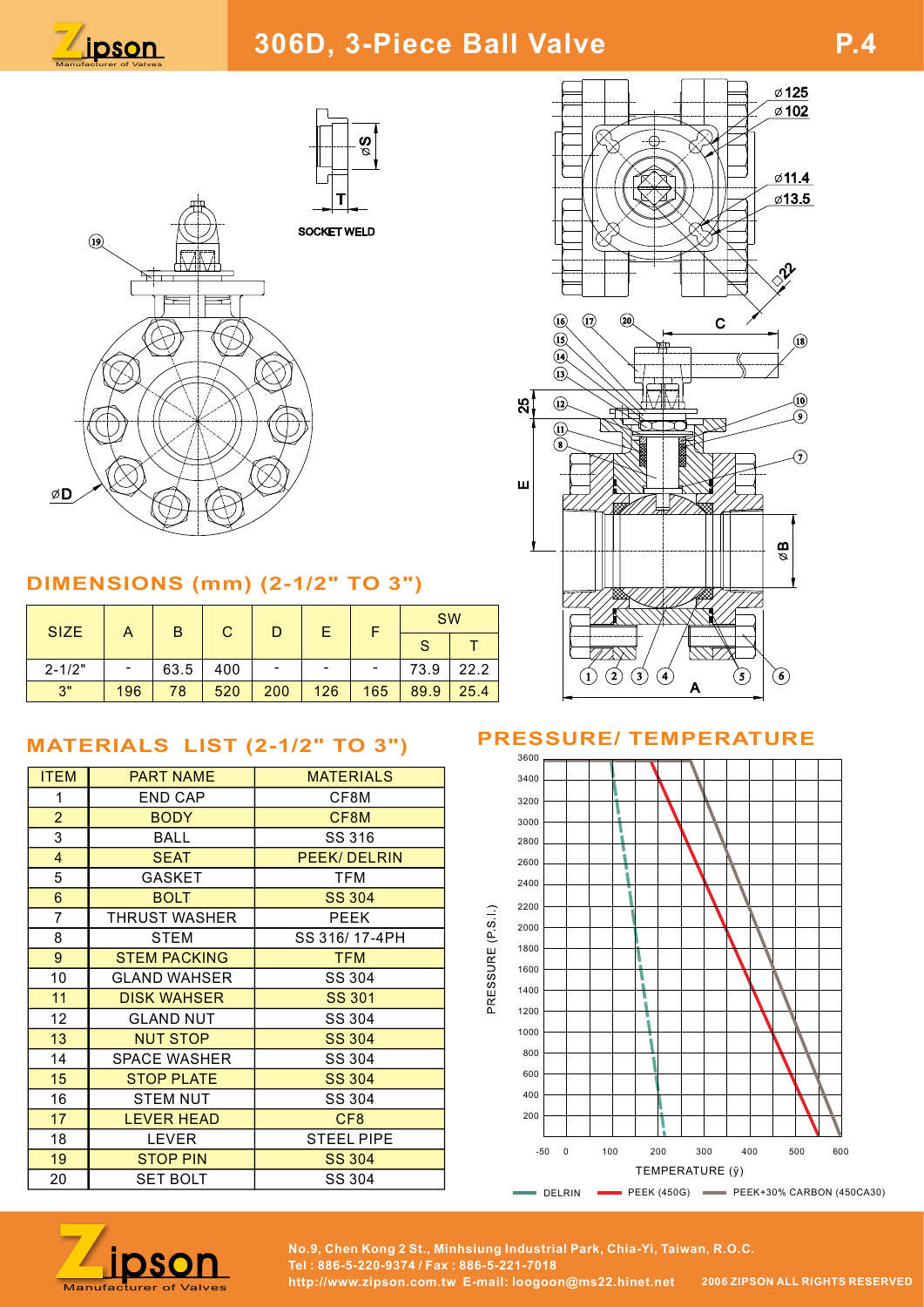# 306D, 3-Piece Ball Valve

SOCKET WELD

## DIMENSIONS (mm) (2-1/2" TO 3")

| SIZE | A | B | C | D | E | F | SW | |
|---|---|---|---|---|---|---|---|---|
| | | | | | | | S | T |
| 2-1/2" | - | 63.5 | 400 | - | - | - | 73.9 | 22.2 |
| 3" | 196 | 78 | 520 | 200 | 126 | 165 | 89.9 | 25.4 |

## MATERIALS LIST (2-1/2" TO 3")

| ITEM | PART NAME | MATERIALS |
|---|---|---|
| 1 | END CAP | CF8M |
| 2 | BODY | CF8M |
| 3 | BALL | SS 316 |
| 4 | SEAT | PEEK/ DELRIN |
| 5 | GASKET | TFM |
| 6 | BOLT | SS 304 |
| 7 | THRUST WASHER | PEEK |
| 8 | STEM | SS 316/ 17-4PH |
| 9 | STEM PACKING | TFM |
| 10 | GLAND WAHSER | SS 304 |
| 11 | DISK WAHSER | SS 301 |
| 12 | GLAND NUT | SS 304 |
| 13 | NUT STOP | SS 304 |
| 14 | SPACE WASHER | SS 304 |
| 15 | STOP PLATE | SS 304 |
| 16 | STEM NUT | SS 304 |
| 17 | LEVER HEAD | CF8 |
| 18 | LEVER | STEEL PIPE |
| 19 | STOP PIN | SS 304 |
| 20 | SET BOLT | SS 304 |

## PRESSURE/ TEMPERATURE

PRESSURE (P.S.I.) / TEMPERATURE (°F)

DELRIN — PEEK (450G) — PEEK+30% CARBON (450CA30)

No.9, Chen Kong 2 St., Minhsiung Industrial Park, Chia-Yi, Taiwan, R.O.C.
Tel : 886-5-220-9374 / Fax : 886-5-221-7018
http://www.zipson.com.tw E-mail: loogoon@ms22.hinet.net 2006 ZIPSON ALL RIGHTS RESERVED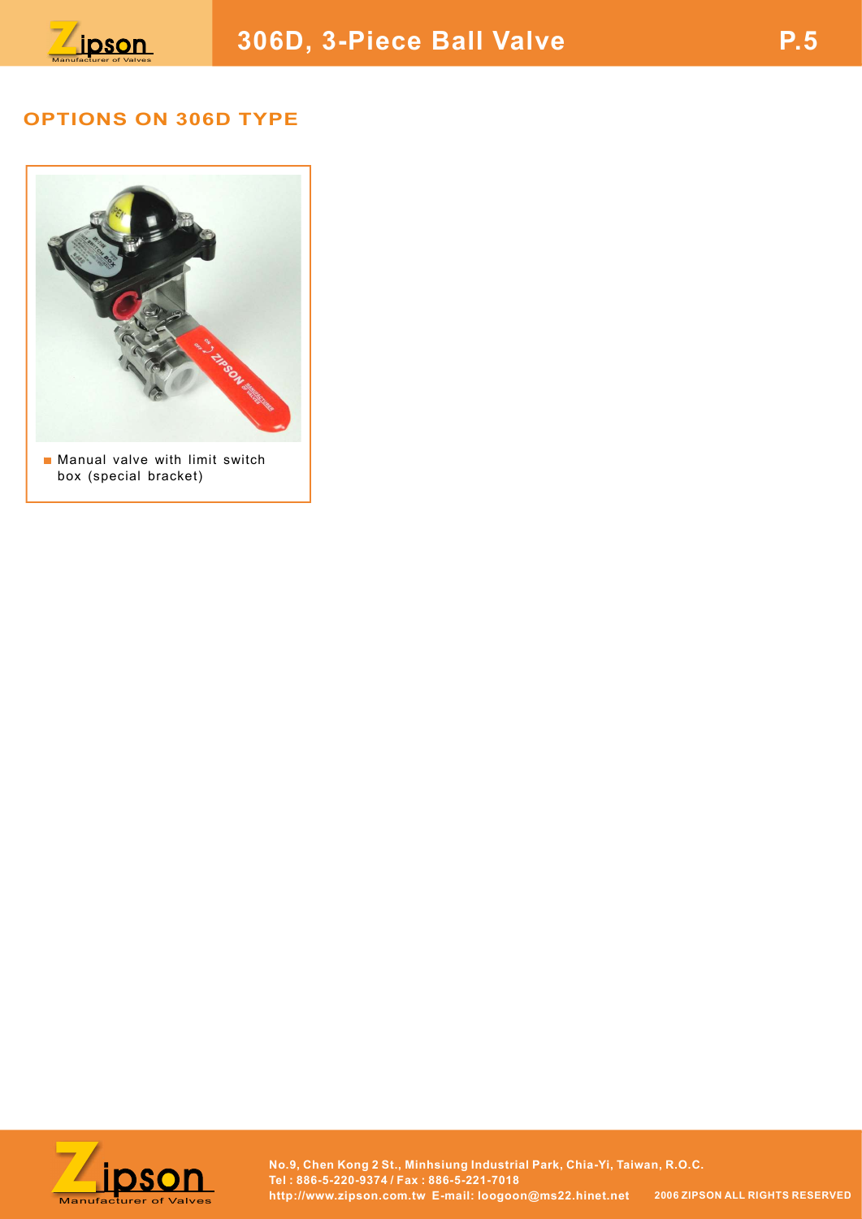## OPTIONS ON 306D TYPE

- Manual valve with limit switch box (special bracket)